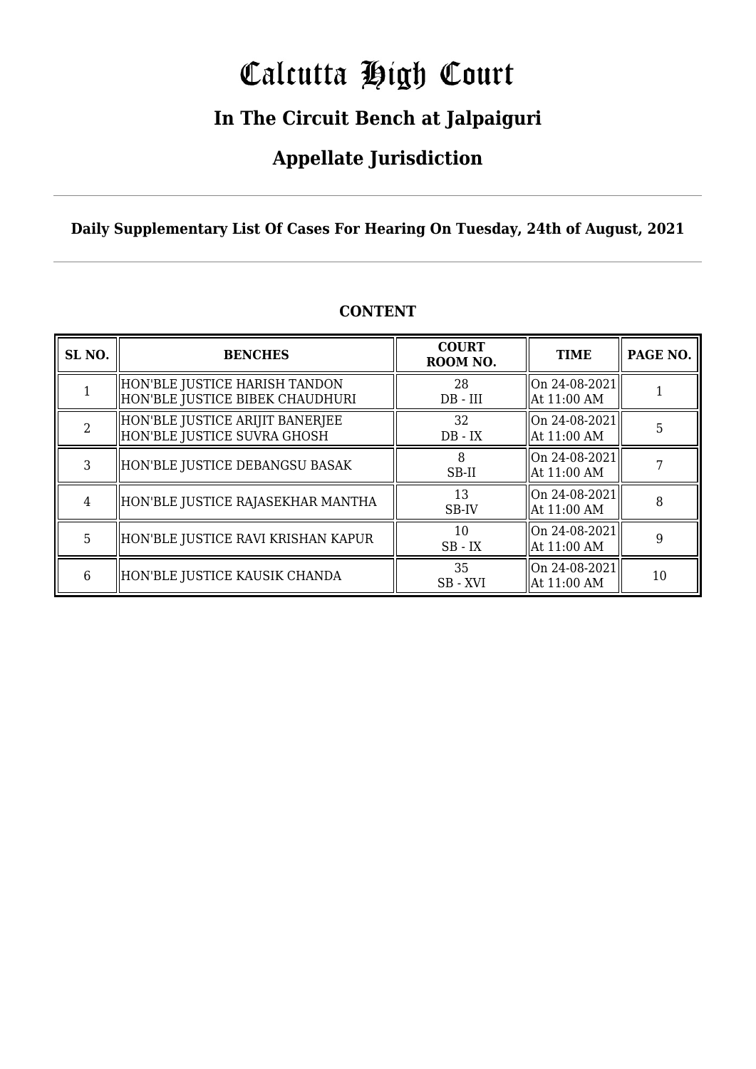# Calcutta High Court

## In The Circuit Bench at Jalpaiguri

## Appellate Jurisdiction

**Daily Supplementary List Of Cases For Hearing On Tuesday, 24th of August, 2021**

### CONTENT

| SL NO. | BENCHES | COURT ROOM NO. | TIME | PAGE NO. |
|---|---|---|---|---|
| 1 | HON'BLE JUSTICE HARISH TANDON<br>HON'BLE JUSTICE BIBEK CHAUDHURI | 28<br>DB - III | On 24-08-2021<br>At 11:00 AM | 1 |
| 2 | HON'BLE JUSTICE ARIJIT BANERJEE<br>HON'BLE JUSTICE SUVRA GHOSH | 32<br>DB - IX | On 24-08-2021<br>At 11:00 AM | 5 |
| 3 | HON'BLE JUSTICE DEBANGSU BASAK | 8<br>SB-II | On 24-08-2021<br>At 11:00 AM | 7 |
| 4 | HON'BLE JUSTICE RAJASEKHAR MANTHA | 13<br>SB-IV | On 24-08-2021<br>At 11:00 AM | 8 |
| 5 | HON'BLE JUSTICE RAVI KRISHAN KAPUR | 10<br>SB - IX | On 24-08-2021<br>At 11:00 AM | 9 |
| 6 | HON'BLE JUSTICE KAUSIK CHANDA | 35<br>SB - XVI | On 24-08-2021<br>At 11:00 AM | 10 |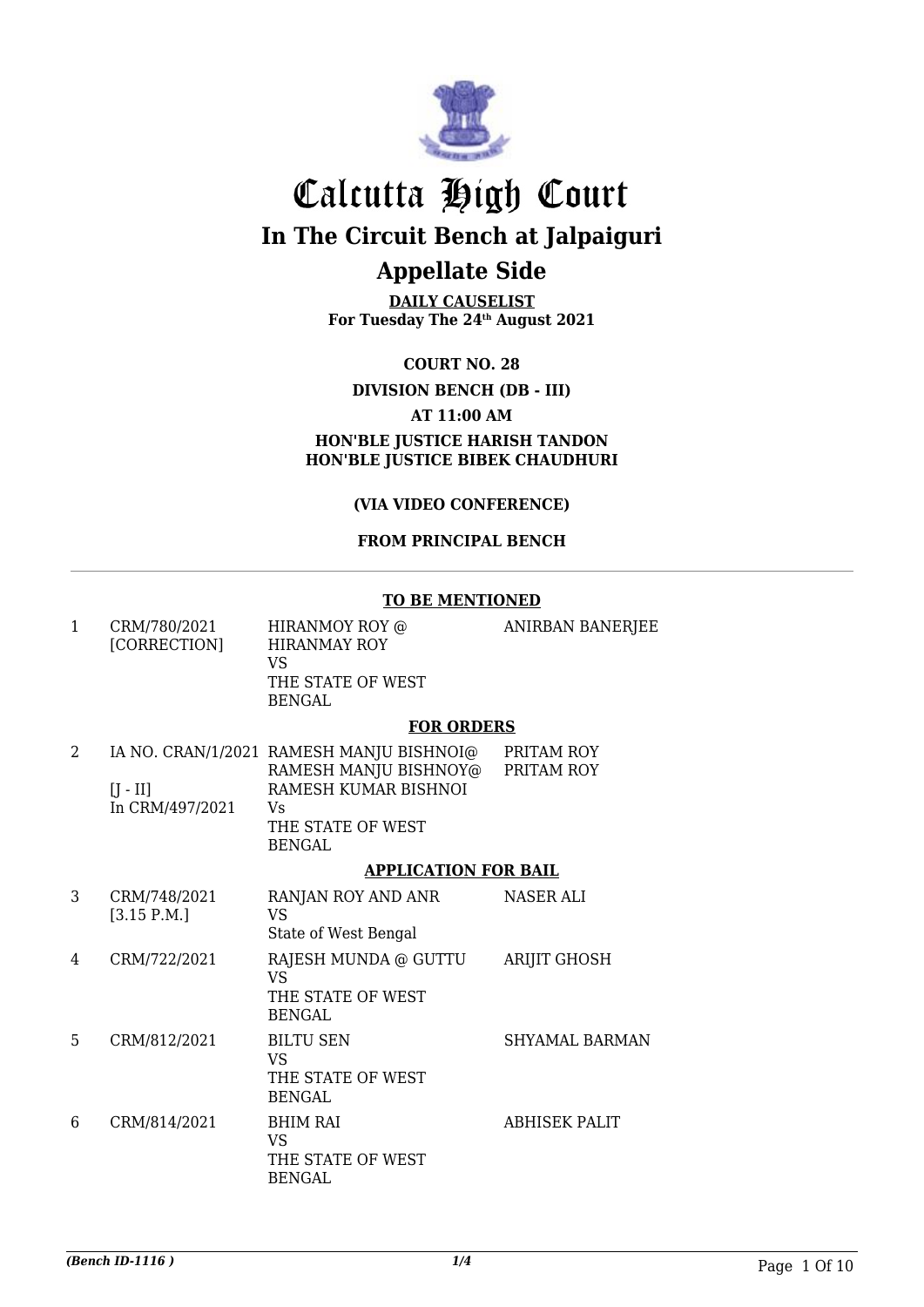# Calcutta High Court

## In The Circuit Bench at Jalpaiguri

## Appellate Side

**DAILY CAUSELIST**
**For Tuesday The 24th August 2021**

**COURT NO. 28**

**DIVISION BENCH (DB - III)**

**AT 11:00 AM**

**HON'BLE JUSTICE HARISH TANDON**
**HON'BLE JUSTICE BIBEK CHAUDHURI**

**(VIA VIDEO CONFERENCE)**

**FROM PRINCIPAL BENCH**

**TO BE MENTIONED**

| | | | |
|---|---|---|---|
| 1 | CRM/780/2021 [CORRECTION] | HIRANMOY ROY @ HIRANMAY ROY VS THE STATE OF WEST BENGAL | ANIRBAN BANERJEE |

**FOR ORDERS**

| | | | |
|---|---|---|---|
| 2 | IA NO. CRAN/1/2021 [J - II] In CRM/497/2021 | RAMESH MANJU BISHNOI@ RAMESH MANJU BISHNOY@ RAMESH KUMAR BISHNOI Vs THE STATE OF WEST BENGAL | PRITAM ROY PRITAM ROY |

**APPLICATION FOR BAIL**

| | | | |
|---|---|---|---|
| 3 | CRM/748/2021 [3.15 P.M.] | RANJAN ROY AND ANR VS State of West Bengal | NASER ALI |
| 4 | CRM/722/2021 | RAJESH MUNDA @ GUTTU VS THE STATE OF WEST BENGAL | ARIJIT GHOSH |
| 5 | CRM/812/2021 | BILTU SEN VS THE STATE OF WEST BENGAL | SHYAMAL BARMAN |
| 6 | CRM/814/2021 | BHIM RAI VS THE STATE OF WEST BENGAL | ABHISEK PALIT |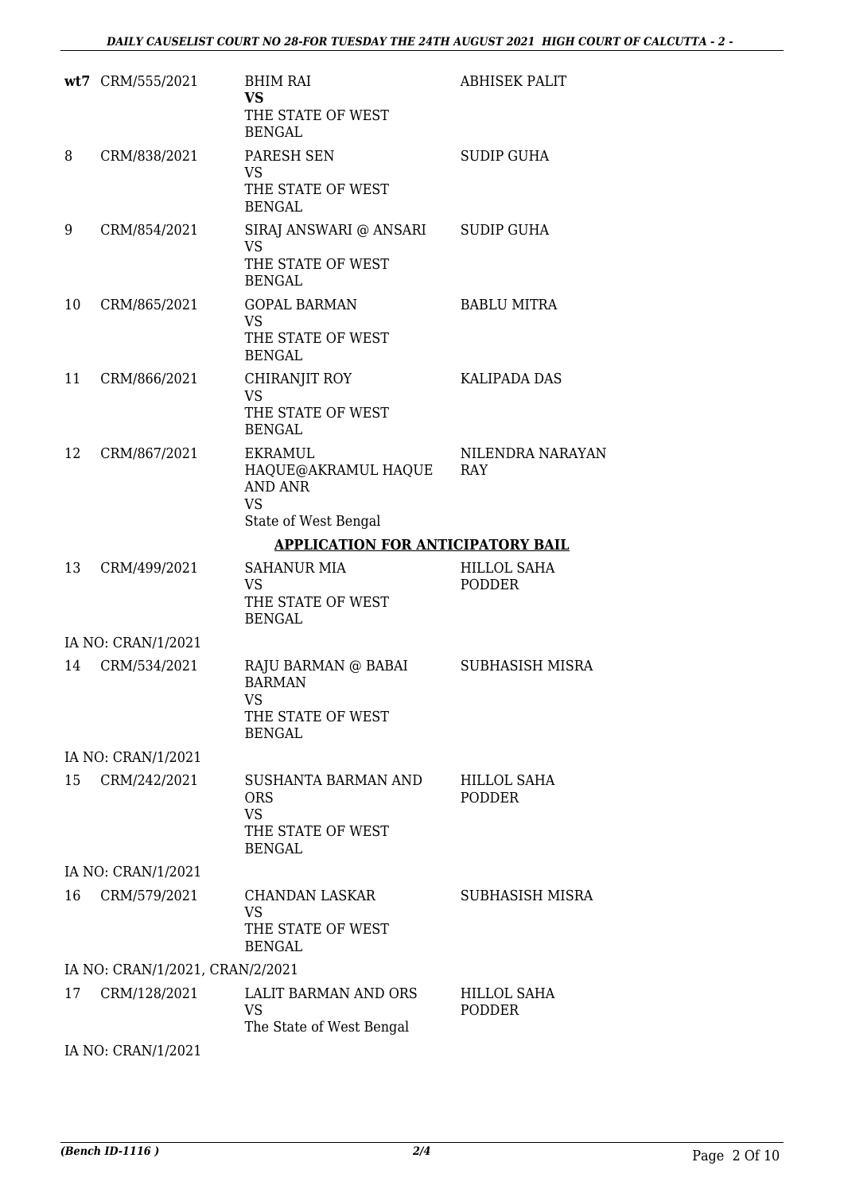| | | | |
|---|---|---|---|
| **wt7** | CRM/555/2021 | BHIM RAI<br>**VS**<br>THE STATE OF WEST BENGAL | ABHISEK PALIT |
| 8 | CRM/838/2021 | PARESH SEN<br>VS<br>THE STATE OF WEST BENGAL | SUDIP GUHA |
| 9 | CRM/854/2021 | SIRAJ ANSWARI @ ANSARI<br>VS<br>THE STATE OF WEST BENGAL | SUDIP GUHA |
| 10 | CRM/865/2021 | GOPAL BARMAN<br>VS<br>THE STATE OF WEST BENGAL | BABLU MITRA |
| 11 | CRM/866/2021 | CHIRANJIT ROY<br>VS<br>THE STATE OF WEST BENGAL | KALIPADA DAS |
| 12 | CRM/867/2021 | EKRAMUL HAQUE@AKRAMUL HAQUE AND ANR<br>VS<br>State of West Bengal | NILENDRA NARAYAN RAY |

**APPLICATION FOR ANTICIPATORY BAIL**

| | | | |
|---|---|---|---|
| 13 | CRM/499/2021 | SAHANUR MIA<br>VS<br>THE STATE OF WEST BENGAL | HILLOL SAHA PODDER |
| | IA NO: CRAN/1/2021 | | |
| 14 | CRM/534/2021 | RAJU BARMAN @ BABAI BARMAN<br>VS<br>THE STATE OF WEST BENGAL | SUBHASISH MISRA |
| | IA NO: CRAN/1/2021 | | |
| 15 | CRM/242/2021 | SUSHANTA BARMAN AND ORS<br>VS<br>THE STATE OF WEST BENGAL | HILLOL SAHA PODDER |
| | IA NO: CRAN/1/2021 | | |
| 16 | CRM/579/2021 | CHANDAN LASKAR<br>VS<br>THE STATE OF WEST BENGAL | SUBHASISH MISRA |
| | IA NO: CRAN/1/2021, CRAN/2/2021 | | |
| 17 | CRM/128/2021 | LALIT BARMAN AND ORS<br>VS<br>The State of West Bengal | HILLOL SAHA PODDER |
| | IA NO: CRAN/1/2021 | | |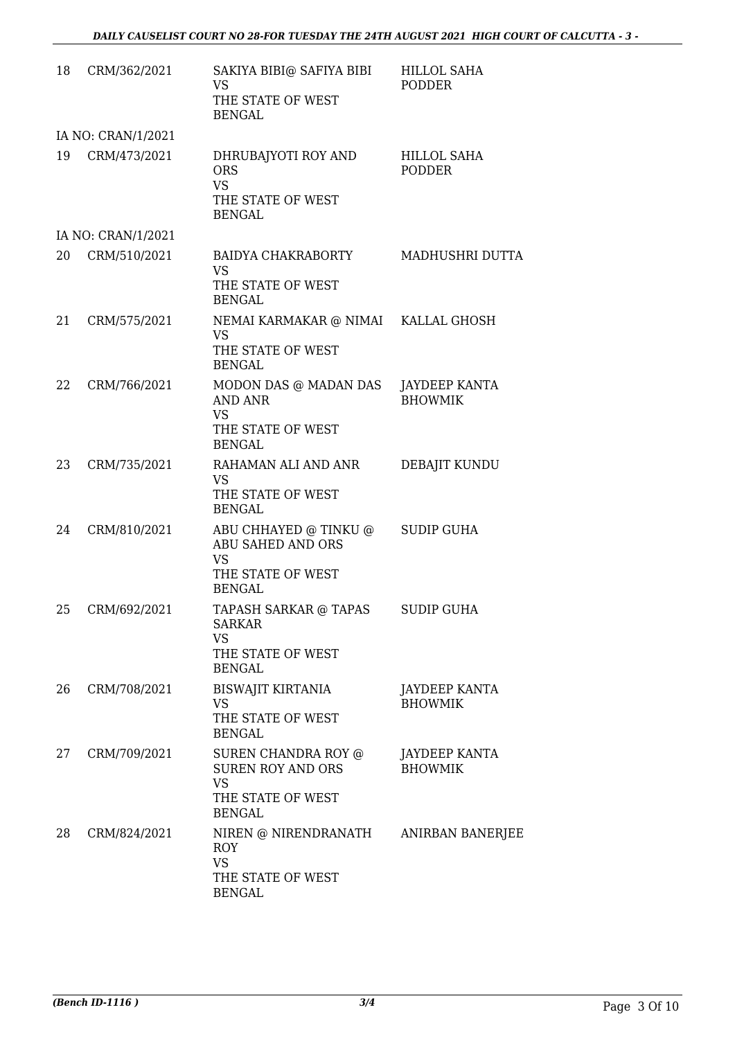| | | | |
|---|---|---|---|
| 18 | CRM/362/2021 | SAKIYA BIBI@ SAFIYA BIBI<br>VS<br>THE STATE OF WEST BENGAL | HILLOL SAHA PODDER |
| IA NO: CRAN/1/2021 | | | |
| 19 | CRM/473/2021 | DHRUBAJYOTI ROY AND ORS<br>VS<br>THE STATE OF WEST BENGAL | HILLOL SAHA PODDER |
| IA NO: CRAN/1/2021 | | | |
| 20 | CRM/510/2021 | BAIDYA CHAKRABORTY<br>VS<br>THE STATE OF WEST BENGAL | MADHUSHRI DUTTA |
| 21 | CRM/575/2021 | NEMAI KARMAKAR @ NIMAI<br>VS<br>THE STATE OF WEST BENGAL | KALLAL GHOSH |
| 22 | CRM/766/2021 | MODON DAS @ MADAN DAS AND ANR<br>VS<br>THE STATE OF WEST BENGAL | JAYDEEP KANTA BHOWMIK |
| 23 | CRM/735/2021 | RAHAMAN ALI AND ANR<br>VS<br>THE STATE OF WEST BENGAL | DEBAJIT KUNDU |
| 24 | CRM/810/2021 | ABU CHHAYED @ TINKU @ ABU SAHED AND ORS<br>VS<br>THE STATE OF WEST BENGAL | SUDIP GUHA |
| 25 | CRM/692/2021 | TAPASH SARKAR @ TAPAS SARKAR<br>VS<br>THE STATE OF WEST BENGAL | SUDIP GUHA |
| 26 | CRM/708/2021 | BISWAJIT KIRTANIA<br>VS<br>THE STATE OF WEST BENGAL | JAYDEEP KANTA BHOWMIK |
| 27 | CRM/709/2021 | SUREN CHANDRA ROY @ SUREN ROY AND ORS<br>VS<br>THE STATE OF WEST BENGAL | JAYDEEP KANTA BHOWMIK |
| 28 | CRM/824/2021 | NIREN @ NIRENDRANATH ROY<br>VS<br>THE STATE OF WEST BENGAL | ANIRBAN BANERJEE |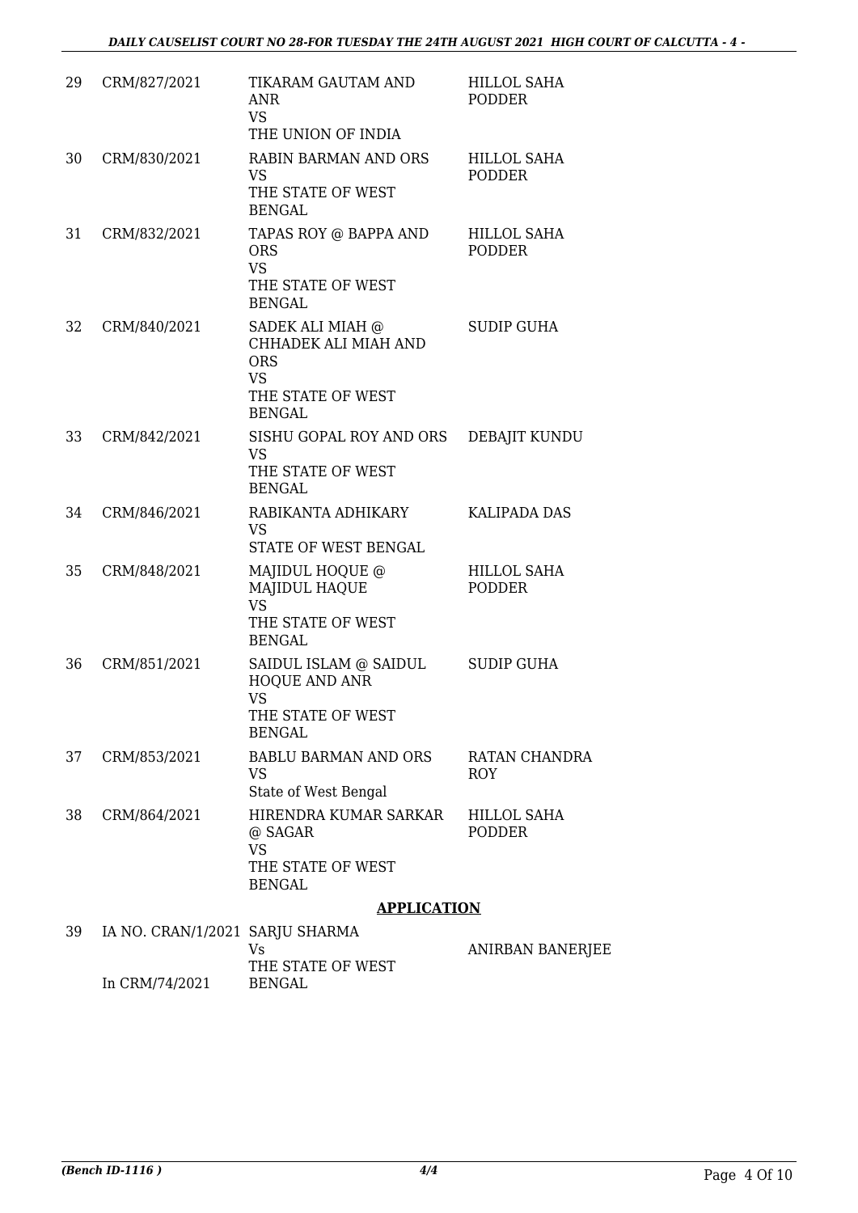| | | | |
|---|---|---|---|
| 29 | CRM/827/2021 | TIKARAM GAUTAM AND ANR<br>VS<br>THE UNION OF INDIA | HILLOL SAHA PODDER |
| 30 | CRM/830/2021 | RABIN BARMAN AND ORS<br>VS<br>THE STATE OF WEST BENGAL | HILLOL SAHA PODDER |
| 31 | CRM/832/2021 | TAPAS ROY @ BAPPA AND ORS<br>VS<br>THE STATE OF WEST BENGAL | HILLOL SAHA PODDER |
| 32 | CRM/840/2021 | SADEK ALI MIAH @ CHHADEK ALI MIAH AND ORS<br>VS<br>THE STATE OF WEST BENGAL | SUDIP GUHA |
| 33 | CRM/842/2021 | SISHU GOPAL ROY AND ORS<br>VS<br>THE STATE OF WEST BENGAL | DEBAJIT KUNDU |
| 34 | CRM/846/2021 | RABIKANTA ADHIKARY<br>VS<br>STATE OF WEST BENGAL | KALIPADA DAS |
| 35 | CRM/848/2021 | MAJIDUL HOQUE @ MAJIDUL HAQUE<br>VS<br>THE STATE OF WEST BENGAL | HILLOL SAHA PODDER |
| 36 | CRM/851/2021 | SAIDUL ISLAM @ SAIDUL HOQUE AND ANR<br>VS<br>THE STATE OF WEST BENGAL | SUDIP GUHA |
| 37 | CRM/853/2021 | BABLU BARMAN AND ORS<br>VS<br>State of West Bengal | RATAN CHANDRA ROY |
| 38 | CRM/864/2021 | HIRENDRA KUMAR SARKAR @ SAGAR<br>VS<br>THE STATE OF WEST BENGAL | HILLOL SAHA PODDER |

**APPLICATION**

| | | | |
|---|---|---|---|
| 39 | IA NO. CRAN/1/2021<br>In CRM/74/2021 | SARJU SHARMA<br>Vs<br>THE STATE OF WEST BENGAL | ANIRBAN BANERJEE |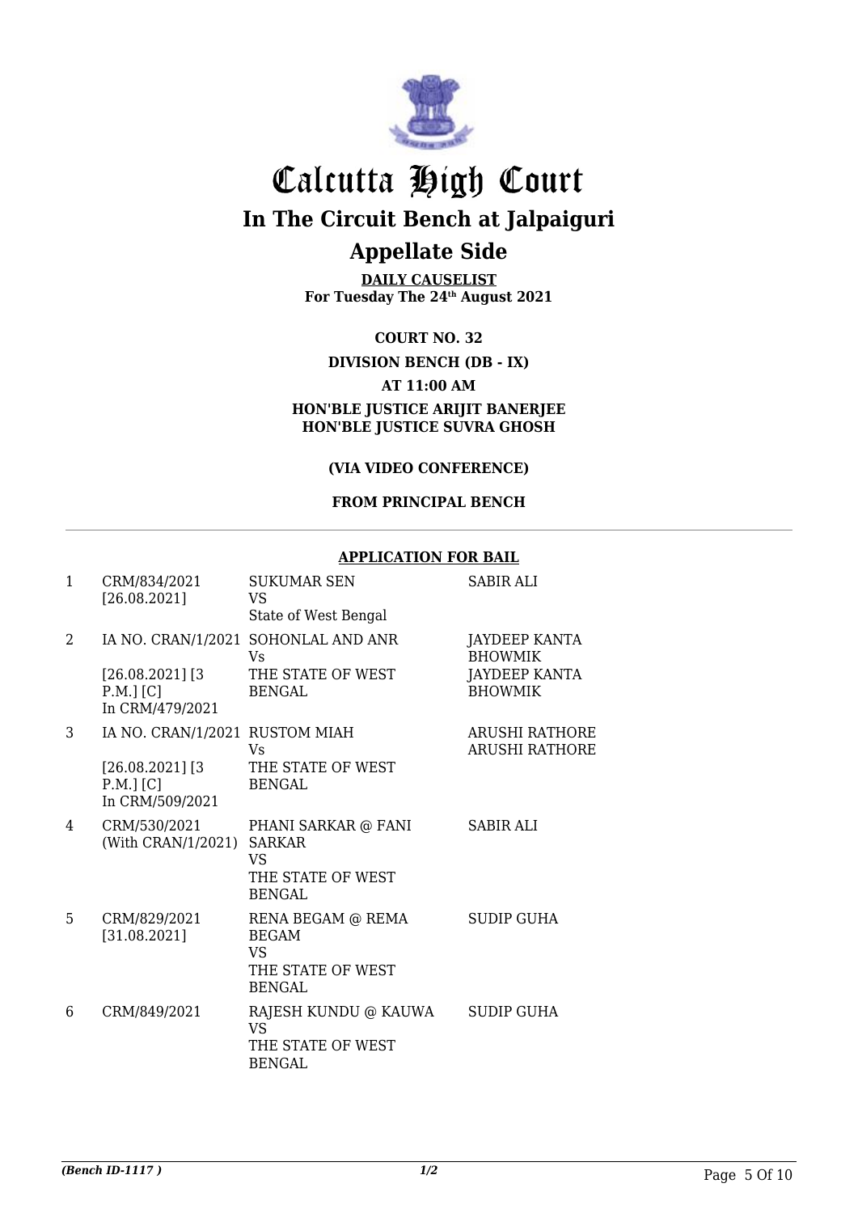# Calcutta High Court

## In The Circuit Bench at Jalpaiguri

## Appellate Side

**DAILY CAUSELIST**
**For Tuesday The 24th August 2021**

**COURT NO. 32**

**DIVISION BENCH (DB - IX)**

**AT 11:00 AM**

**HON'BLE JUSTICE ARIJIT BANERJEE**
**HON'BLE JUSTICE SUVRA GHOSH**

**(VIA VIDEO CONFERENCE)**

**FROM PRINCIPAL BENCH**

**APPLICATION FOR BAIL**

| | | | |
|---|---|---|---|
| 1 | CRM/834/2021 [26.08.2021] | SUKUMAR SEN VS State of West Bengal | SABIR ALI |
| 2 | IA NO. CRAN/1/2021 [26.08.2021] [3 P.M.] [C] In CRM/479/2021 | SOHONLAL AND ANR Vs THE STATE OF WEST BENGAL | JAYDEEP KANTA BHOWMIK JAYDEEP KANTA BHOWMIK |
| 3 | IA NO. CRAN/1/2021 [26.08.2021] [3 P.M.] [C] In CRM/509/2021 | RUSTOM MIAH Vs THE STATE OF WEST BENGAL | ARUSHI RATHORE ARUSHI RATHORE |
| 4 | CRM/530/2021 (With CRAN/1/2021) | PHANI SARKAR @ FANI SARKAR VS THE STATE OF WEST BENGAL | SABIR ALI |
| 5 | CRM/829/2021 [31.08.2021] | RENA BEGAM @ REMA BEGAM VS THE STATE OF WEST BENGAL | SUDIP GUHA |
| 6 | CRM/849/2021 | RAJESH KUNDU @ KAUWA VS THE STATE OF WEST BENGAL | SUDIP GUHA |

*(Bench ID-1117 )* 1/2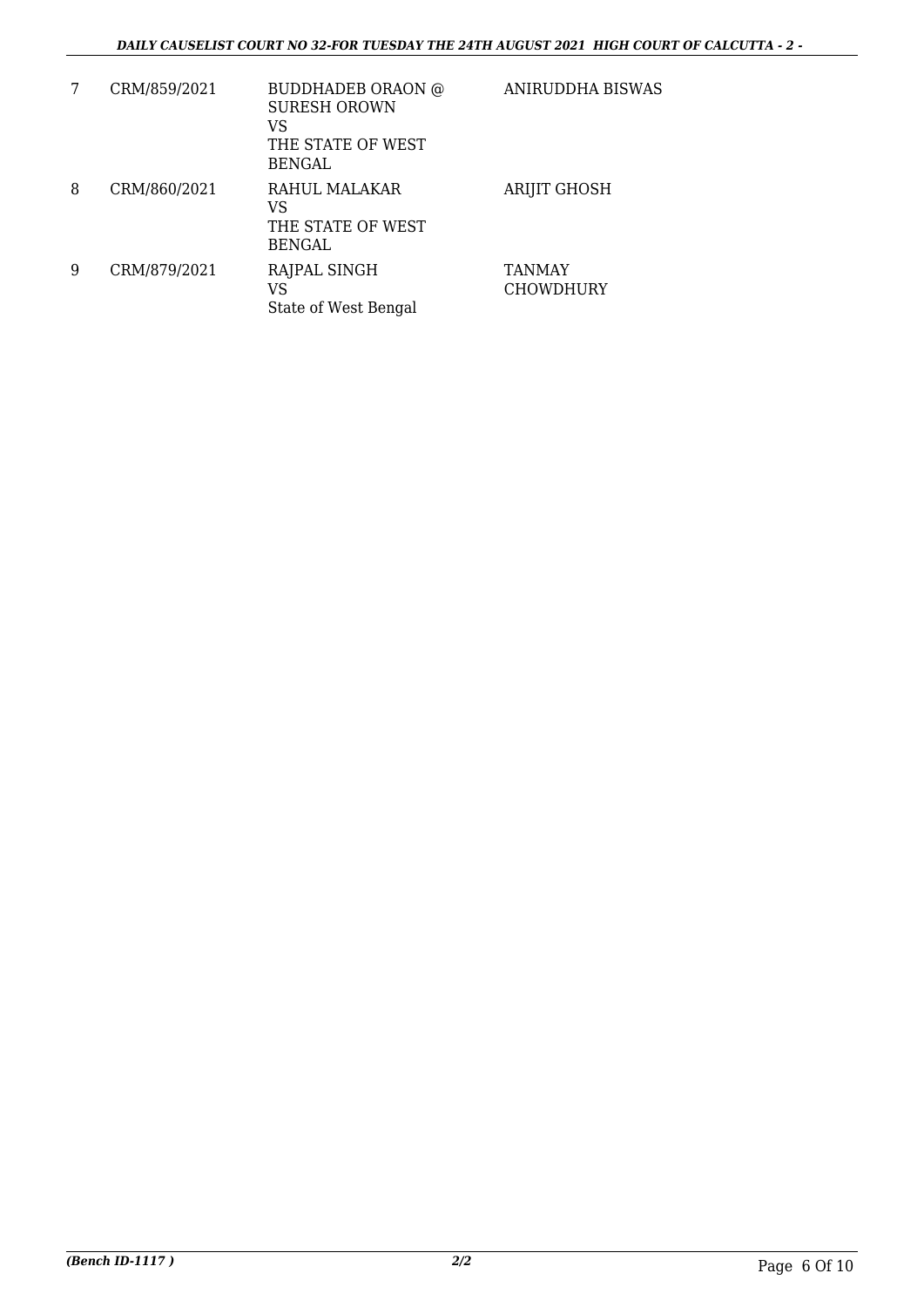| | | | |
|---|---|---|---|
| 7 | CRM/859/2021 | BUDDHADEB ORAON @ SURESH OROWN<br>VS<br>THE STATE OF WEST BENGAL | ANIRUDDHA BISWAS |
| 8 | CRM/860/2021 | RAHUL MALAKAR<br>VS<br>THE STATE OF WEST BENGAL | ARIJIT GHOSH |
| 9 | CRM/879/2021 | RAJPAL SINGH<br>VS<br>State of West Bengal | TANMAY CHOWDHURY |

*(Bench ID-1117 )* **2/2**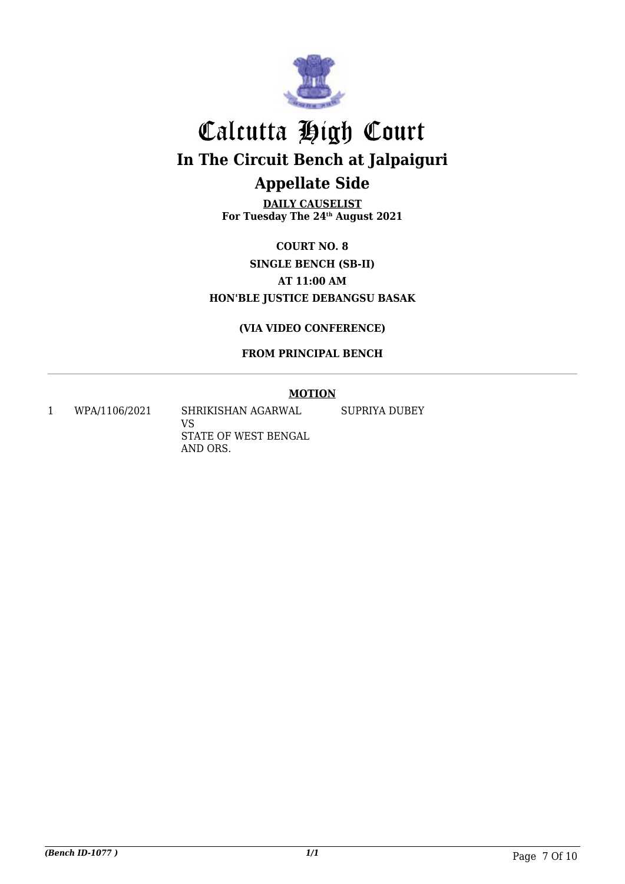# Calcutta High Court

## In The Circuit Bench at Jalpaiguri

## Appellate Side

**DAILY CAUSELIST**
**For Tuesday The 24th August 2021**

**COURT NO. 8**
**SINGLE BENCH (SB-II)**
**AT 11:00 AM**
**HON'BLE JUSTICE DEBANGSU BASAK**

**(VIA VIDEO CONFERENCE)**

**FROM PRINCIPAL BENCH**

---

**MOTION**

| | | | |
|---|---|---|---|
| 1 | WPA/1106/2021 | SHRIKISHAN AGARWAL<br>VS<br>STATE OF WEST BENGAL AND ORS. | SUPRIYA DUBEY |

*(Bench ID-1077 )*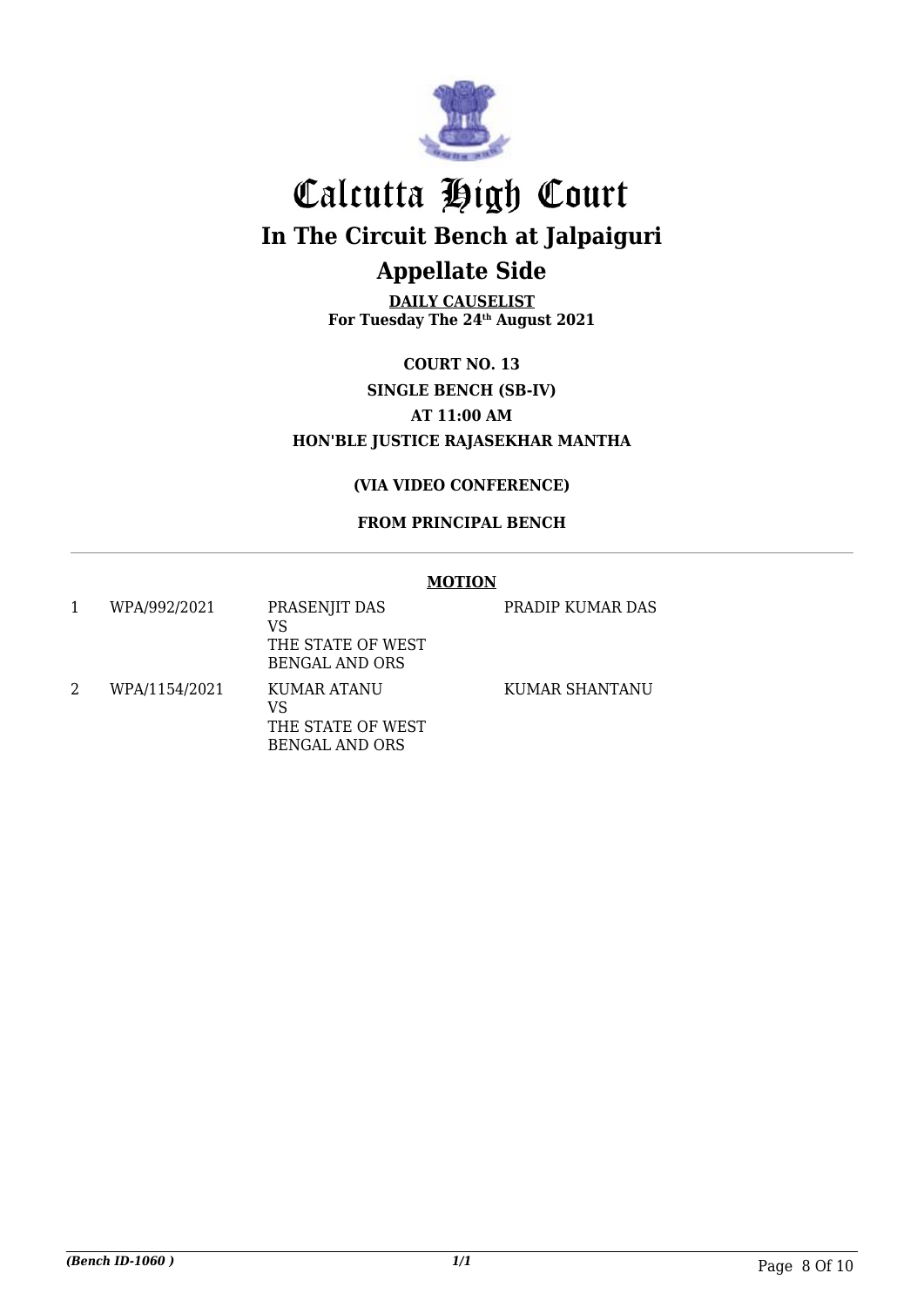# Calcutta High Court

## In The Circuit Bench at Jalpaiguri

## Appellate Side

**DAILY CAUSELIST**
**For Tuesday The 24th August 2021**

**COURT NO. 13**

**SINGLE BENCH (SB-IV)**

**AT 11:00 AM**

**HON'BLE JUSTICE RAJASEKHAR MANTHA**

**(VIA VIDEO CONFERENCE)**

**FROM PRINCIPAL BENCH**

**MOTION**

| | | | |
|---|---|---|---|
| 1 | WPA/992/2021 | PRASENJIT DAS<br>VS<br>THE STATE OF WEST BENGAL AND ORS | PRADIP KUMAR DAS |
| 2 | WPA/1154/2021 | KUMAR ATANU<br>VS<br>THE STATE OF WEST BENGAL AND ORS | KUMAR SHANTANU |

*(Bench ID-1060 )* 1/1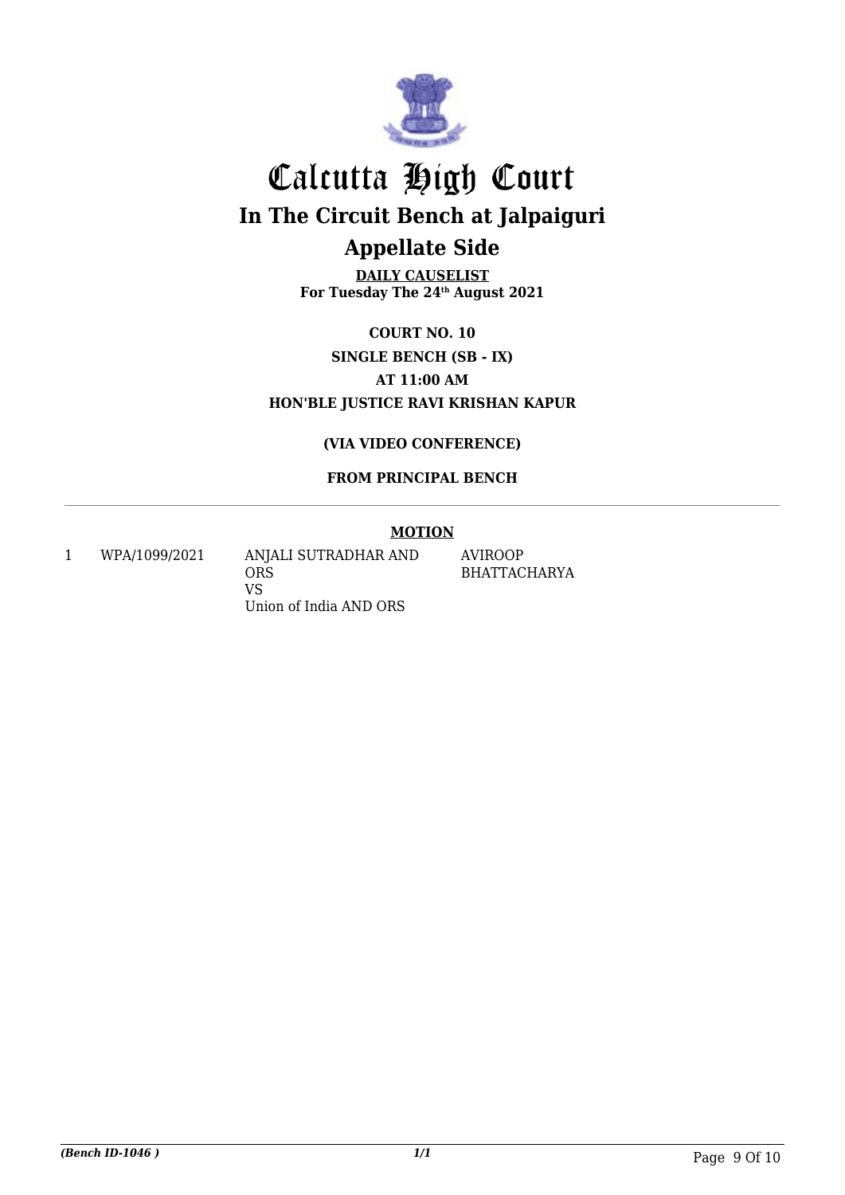# Calcutta High Court

## In The Circuit Bench at Jalpaiguri

## Appellate Side

**DAILY CAUSELIST**
**For Tuesday The 24th August 2021**

**COURT NO. 10**
**SINGLE BENCH (SB - IX)**
**AT 11:00 AM**
**HON'BLE JUSTICE RAVI KRISHAN KAPUR**

**(VIA VIDEO CONFERENCE)**

**FROM PRINCIPAL BENCH**

---

**MOTION**

| | | | |
|---|---|---|---|
| 1 | WPA/1099/2021 | ANJALI SUTRADHAR AND ORS<br>VS<br>Union of India AND ORS | AVIROOP BHATTACHARYA |

*(Bench ID-1046 )*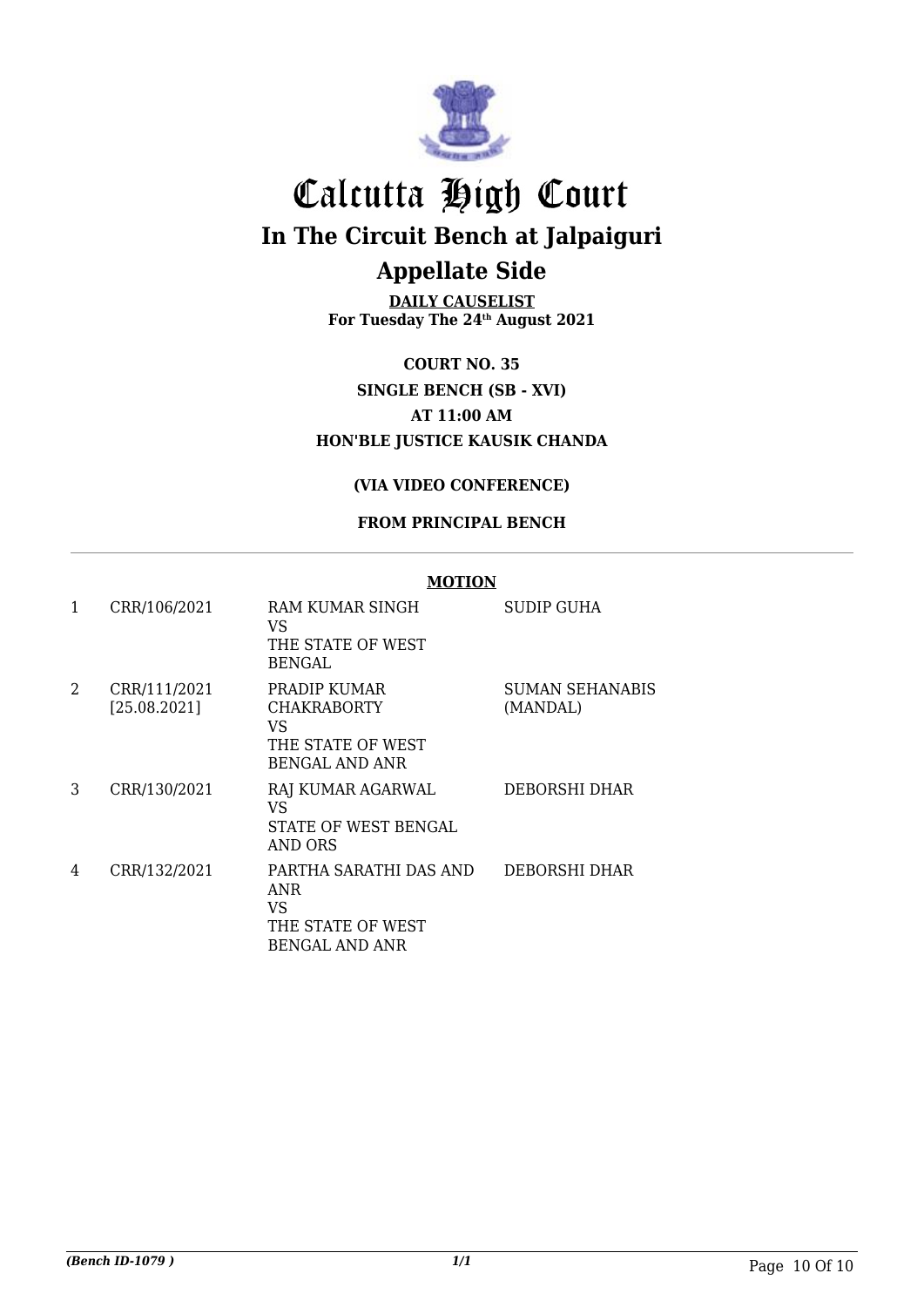# Calcutta High Court

## In The Circuit Bench at Jalpaiguri

## Appellate Side

**DAILY CAUSELIST**
**For Tuesday The 24th August 2021**

**COURT NO. 35**
**SINGLE BENCH (SB - XVI)**
**AT 11:00 AM**
**HON'BLE JUSTICE KAUSIK CHANDA**

**(VIA VIDEO CONFERENCE)**

**FROM PRINCIPAL BENCH**

**MOTION**

| | | | |
|---|---|---|---|
| 1 | CRR/106/2021 | RAM KUMAR SINGH VS THE STATE OF WEST BENGAL | SUDIP GUHA |
| 2 | CRR/111/2021 [25.08.2021] | PRADIP KUMAR CHAKRABORTY VS THE STATE OF WEST BENGAL AND ANR | SUMAN SEHANABIS (MANDAL) |
| 3 | CRR/130/2021 | RAJ KUMAR AGARWAL VS STATE OF WEST BENGAL AND ORS | DEBORSHI DHAR |
| 4 | CRR/132/2021 | PARTHA SARATHI DAS AND ANR VS THE STATE OF WEST BENGAL AND ANR | DEBORSHI DHAR |

*(Bench ID-1079 )* 1/1